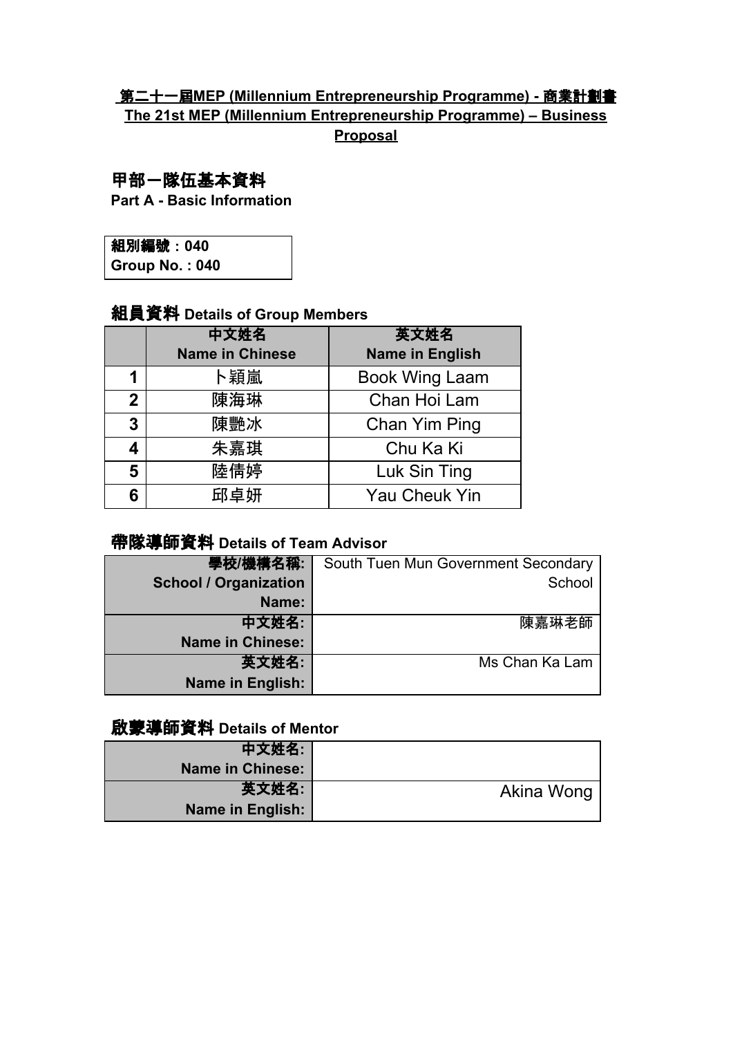**第二十一屆MEP (Millennium Entrepreneurship Programme) - 商業計劃書**
**The 21st MEP (Millennium Entrepreneurship Programme) – Business Proposal**

## 甲部－隊伍基本資料
**Part A - Basic Information**

| 組別編號：040<br>Group No. : 040 |
|---|

### 組員資料 Details of Group Members

| | 中文姓名<br>Name in Chinese | 英文姓名<br>Name in English |
|---|---|---|
| **1** | 卜穎嵐 | Book Wing Laam |
| **2** | 陳海琳 | Chan Hoi Lam |
| **3** | 陳艷冰 | Chan Yim Ping |
| **4** | 朱嘉琪 | Chu Ka Ki |
| **5** | 陸倩婷 | Luk Sin Ting |
| **6** | 邱卓妍 | Yau Cheuk Yin |

### 帶隊導師資料 Details of Team Advisor

| | |
|---|---|
| **學校/機構名稱:<br>School / Organization Name:** | South Tuen Mun Government Secondary School |
| **中文姓名:<br>Name in Chinese:** | 陳嘉琳老師 |
| **英文姓名:<br>Name in English:** | Ms Chan Ka Lam |

### 啟蒙導師資料 Details of Mentor

| | |
|---|---|
| **中文姓名:<br>Name in Chinese:** | |
| **英文姓名:<br>Name in English:** | Akina Wong |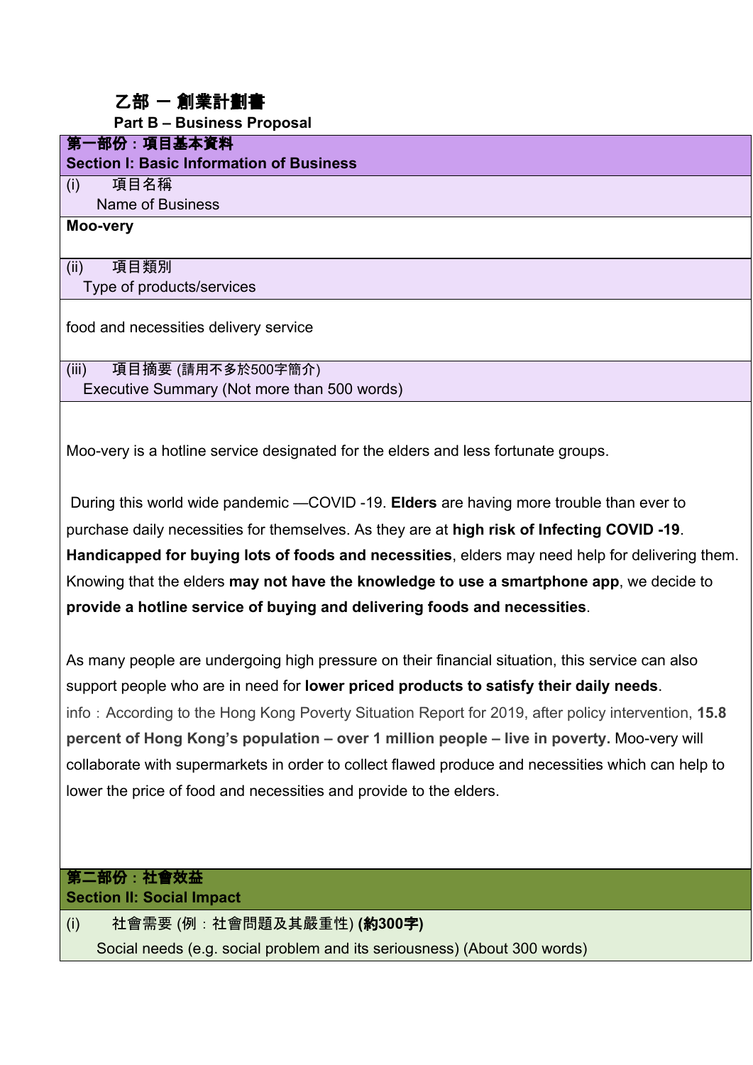# 乙部 – 創業計劃書

**Part B – Business Proposal**

## 第一部份：項目基本資料
## Section I: Basic Information of Business

(i) 項目名稱
Name of Business

**Moo-very**

(ii) 項目類別
Type of products/services

food and necessities delivery service

(iii) 項目摘要 (請用不多於500字簡介)
Executive Summary (Not more than 500 words)

Moo-very is a hotline service designated for the elders and less fortunate groups.

During this world wide pandemic —COVID -19. **Elders** are having more trouble than ever to purchase daily necessities for themselves. As they are at **high risk of Infecting COVID -19**. **Handicapped for buying lots of foods and necessities**, elders may need help for delivering them. Knowing that the elders **may not have the knowledge to use a smartphone app**, we decide to **provide a hotline service of buying and delivering foods and necessities**.

As many people are undergoing high pressure on their financial situation, this service can also support people who are in need for **lower priced products to satisfy their daily needs**.
info：According to the Hong Kong Poverty Situation Report for 2019, after policy intervention, **15.8 percent of Hong Kong's population – over 1 million people – live in poverty.** Moo-very will collaborate with supermarkets in order to collect flawed produce and necessities which can help to lower the price of food and necessities and provide to the elders.

## 第二部份：社會效益
## Section II: Social Impact

(i) 社會需要 (例：社會問題及其嚴重性) **(約300字)**
Social needs (e.g. social problem and its seriousness) (About 300 words)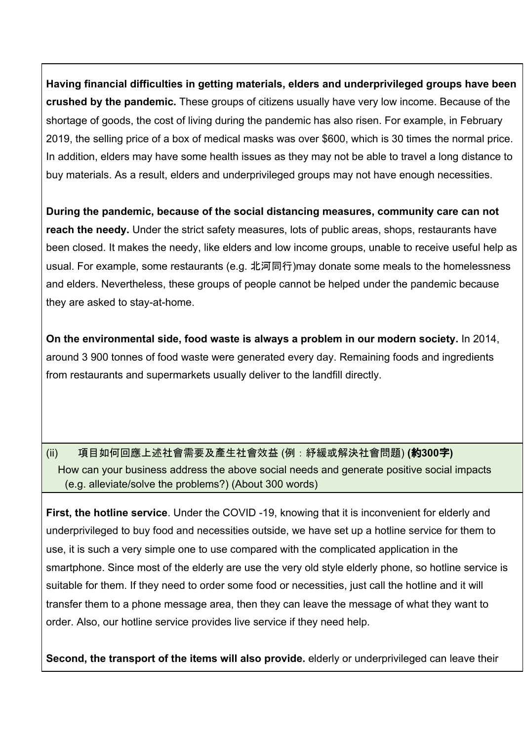**Having financial difficulties in getting materials, elders and underprivileged groups have been crushed by the pandemic.** These groups of citizens usually have very low income. Because of the shortage of goods, the cost of living during the pandemic has also risen. For example, in February 2019, the selling price of a box of medical masks was over $600, which is 30 times the normal price. In addition, elders may have some health issues as they may not be able to travel a long distance to buy materials. As a result, elders and underprivileged groups may not have enough necessities.

**During the pandemic, because of the social distancing measures, community care can not reach the needy.** Under the strict safety measures, lots of public areas, shops, restaurants have been closed. It makes the needy, like elders and low income groups, unable to receive useful help as usual. For example, some restaurants (e.g. 北河同行)may donate some meals to the homelessness and elders. Nevertheless, these groups of people cannot be helped under the pandemic because they are asked to stay-at-home.

**On the environmental side, food waste is always a problem in our modern society.** In 2014, around 3 900 tonnes of food waste were generated every day. Remaining foods and ingredients from restaurants and supermarkets usually deliver to the landfill directly.

(ii) 項目如何回應上述社會需要及產生社會效益 (例：紓緩或解決社會問題) **(約300字)**
How can your business address the above social needs and generate positive social impacts (e.g. alleviate/solve the problems?) (About 300 words)

**First, the hotline service**. Under the COVID -19, knowing that it is inconvenient for elderly and underprivileged to buy food and necessities outside, we have set up a hotline service for them to use, it is such a very simple one to use compared with the complicated application in the smartphone. Since most of the elderly are use the very old style elderly phone, so hotline service is suitable for them. If they need to order some food or necessities, just call the hotline and it will transfer them to a phone message area, then they can leave the message of what they want to order. Also, our hotline service provides live service if they need help.

**Second, the transport of the items will also provide.** elderly or underprivileged can leave their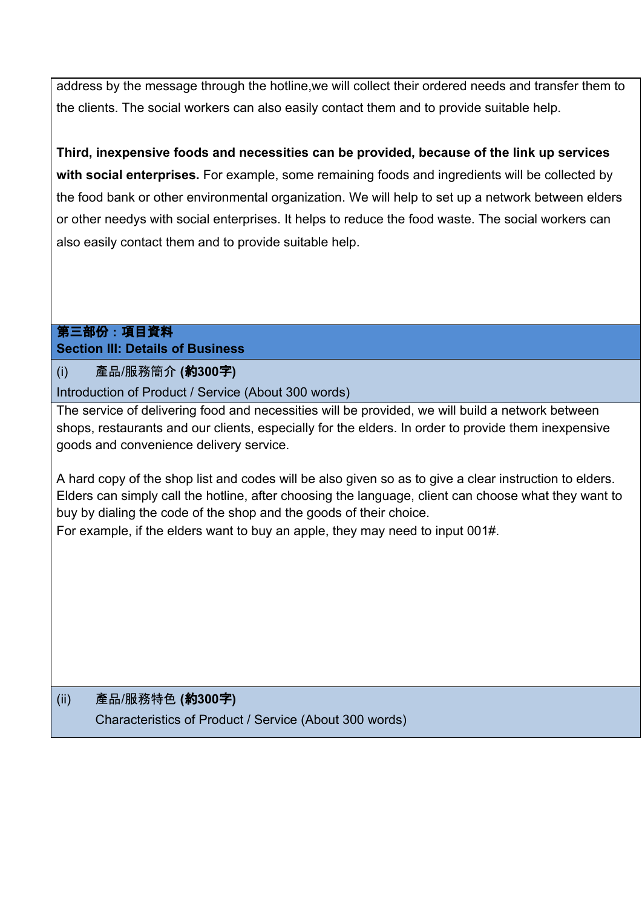address by the message through the hotline,we will collect their ordered needs and transfer them to the clients. The social workers can also easily contact them and to provide suitable help.

**Third, inexpensive foods and necessities can be provided, because of the link up services with social enterprises.** For example, some remaining foods and ingredients will be collected by the food bank or other environmental organization. We will help to set up a network between elders or other needys with social enterprises. It helps to reduce the food waste. The social workers can also easily contact them and to provide suitable help.

## 第三部份：項目資料
## Section III: Details of Business

### (i) 產品/服務簡介 (約300字)
### Introduction of Product / Service (About 300 words)

The service of delivering food and necessities will be provided, we will build a network between shops, restaurants and our clients, especially for the elders. In order to provide them inexpensive goods and convenience delivery service.

A hard copy of the shop list and codes will be also given so as to give a clear instruction to elders. Elders can simply call the hotline, after choosing the language, client can choose what they want to buy by dialing the code of the shop and the goods of their choice.
For example, if the elders want to buy an apple, they may need to input 001#.

### (ii) 產品/服務特色 (約300字)
### Characteristics of Product / Service (About 300 words)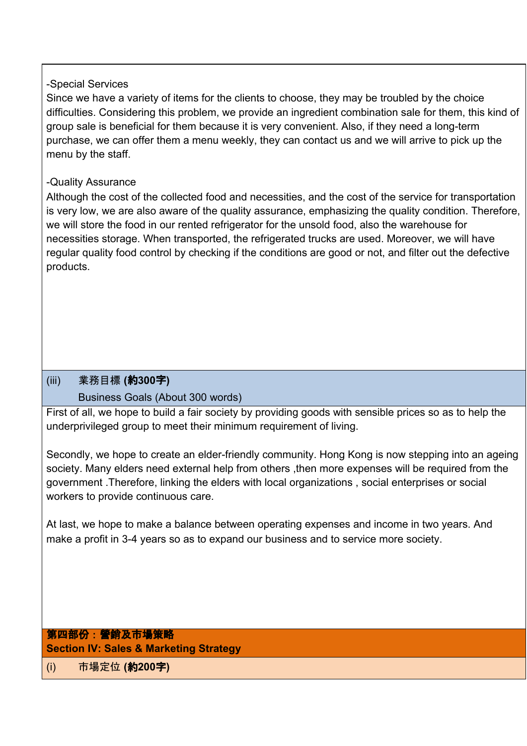-Special Services
Since we have a variety of items for the clients to choose, they may be troubled by the choice difficulties. Considering this problem, we provide an ingredient combination sale for them, this kind of group sale is beneficial for them because it is very convenient. Also, if they need a long-term purchase, we can offer them a menu weekly, they can contact us and we will arrive to pick up the menu by the staff.

-Quality Assurance
Although the cost of the collected food and necessities, and the cost of the service for transportation is very low, we are also aware of the quality assurance, emphasizing the quality condition. Therefore, we will store the food in our rented refrigerator for the unsold food, also the warehouse for necessities storage. When transported, the refrigerated trucks are used. Moreover, we will have regular quality food control by checking if the conditions are good or not, and filter out the defective products.

### (iii) 業務目標 **(約300字)**
Business Goals (About 300 words)

First of all, we hope to build a fair society by providing goods with sensible prices so as to help the underprivileged group to meet their minimum requirement of living.

Secondly, we hope to create an elder-friendly community. Hong Kong is now stepping into an ageing society. Many elders need external help from others ,then more expenses will be required from the government .Therefore, linking the elders with local organizations , social enterprises or social workers to provide continuous care.

At last, we hope to make a balance between operating expenses and income in two years. And make a profit in 3-4 years so as to expand our business and to service more society.

## 第四部份：營銷及市場策略
## Section IV: Sales & Marketing Strategy

### (i) 市場定位 **(約200字)**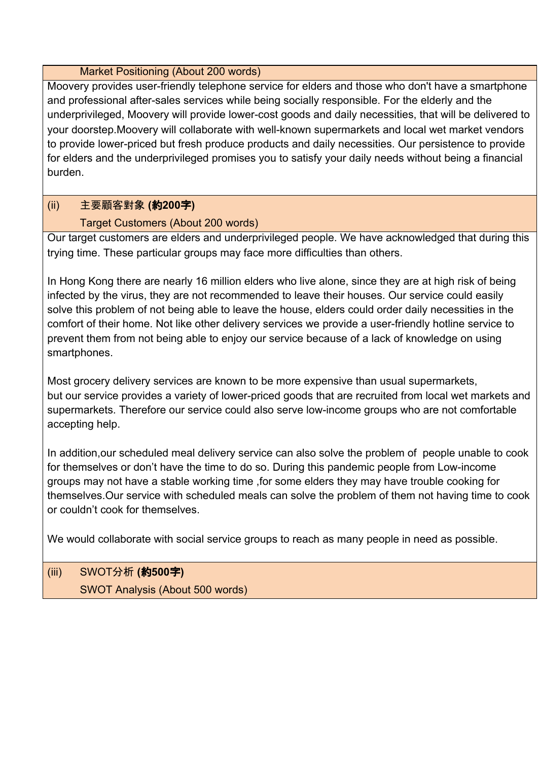### Market Positioning (About 200 words)

Moovery provides user-friendly telephone service for elders and those who don't have a smartphone and professional after-sales services while being socially responsible. For the elderly and the underprivileged, Moovery will provide lower-cost goods and daily necessities, that will be delivered to your doorstep.Moovery will collaborate with well-known supermarkets and local wet market vendors to provide lower-priced but fresh produce products and daily necessities. Our persistence to provide for elders and the underprivileged promises you to satisfy your daily needs without being a financial burden.

### (ii) 主要顧客對象 **(約200字)**

### Target Customers (About 200 words)

Our target customers are elders and underprivileged people. We have acknowledged that during this trying time. These particular groups may face more difficulties than others.

In Hong Kong there are nearly 16 million elders who live alone, since they are at high risk of being infected by the virus, they are not recommended to leave their houses. Our service could easily solve this problem of not being able to leave the house, elders could order daily necessities in the comfort of their home. Not like other delivery services we provide a user-friendly hotline service to prevent them from not being able to enjoy our service because of a lack of knowledge on using smartphones.

Most grocery delivery services are known to be more expensive than usual supermarkets, but our service provides a variety of lower-priced goods that are recruited from local wet markets and supermarkets. Therefore our service could also serve low-income groups who are not comfortable accepting help.

In addition,our scheduled meal delivery service can also solve the problem of  people unable to cook for themselves or don't have the time to do so. During this pandemic people from Low-income groups may not have a stable working time ,for some elders they may have trouble cooking for themselves.Our service with scheduled meals can solve the problem of them not having time to cook or couldn't cook for themselves.

We would collaborate with social service groups to reach as many people in need as possible.

### (iii) SWOT分析 **(約500字)**

### SWOT Analysis (About 500 words)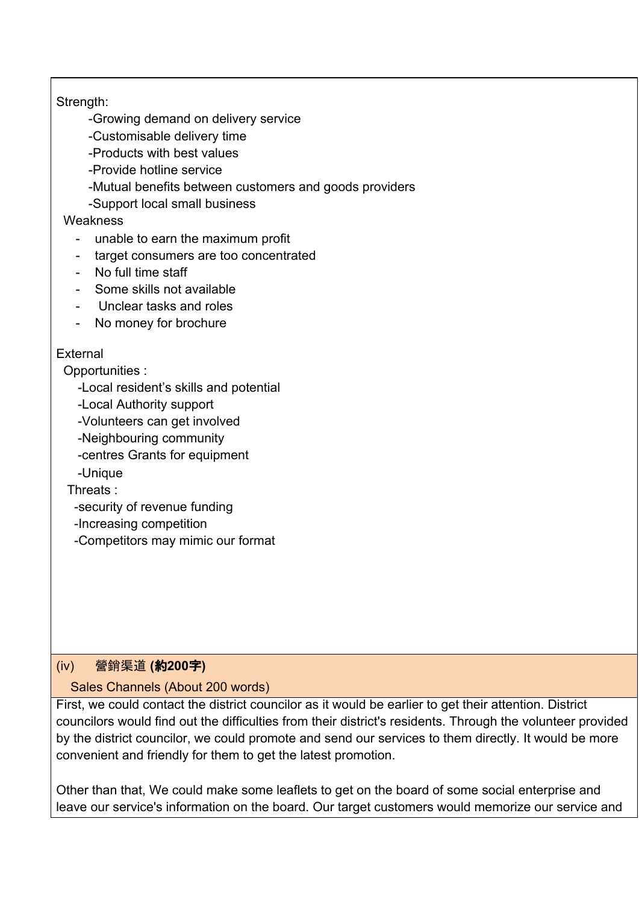Strength:

- Growing demand on delivery service
- Customisable delivery time
- Products with best values
- Provide hotline service
- Mutual benefits between customers and goods providers
- Support local small business

Weakness

- unable to earn the maximum profit
- target consumers are too concentrated
- No full time staff
- Some skills not available
- Unclear tasks and roles
- No money for brochure

External

Opportunities :

- Local resident’s skills and potential
- Local Authority support
- Volunteers can get involved
- Neighbouring community
- centres Grants for equipment
- Unique

Threats :

- security of revenue funding
- Increasing competition
- Competitors may mimic our format

## (iv) 營銷渠道 **(約200字)**

Sales Channels (About 200 words)

First, we could contact the district councilor as it would be earlier to get their attention. District councilors would find out the difficulties from their district's residents. Through the volunteer provided by the district councilor, we could promote and send our services to them directly. It would be more convenient and friendly for them to get the latest promotion.

Other than that, We could make some leaflets to get on the board of some social enterprise and leave our service's information on the board. Our target customers would memorize our service and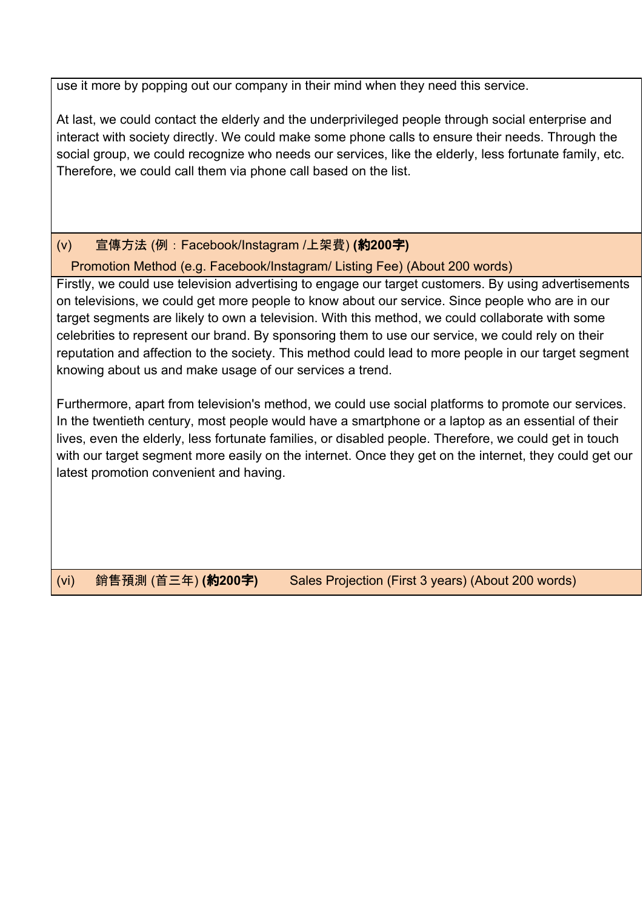use it more by popping out our company in their mind when they need this service.

At last, we could contact the elderly and the underprivileged people through social enterprise and interact with society directly. We could make some phone calls to ensure their needs. Through the social group, we could recognize who needs our services, like the elderly, less fortunate family, etc. Therefore, we could call them via phone call based on the list.

**(v) 宣傳方法 (例：Facebook/Instagram /上架費) (約200字)**
**Promotion Method (e.g. Facebook/Instagram/ Listing Fee) (About 200 words)**

Firstly, we could use television advertising to engage our target customers. By using advertisements on televisions, we could get more people to know about our service. Since people who are in our target segments are likely to own a television. With this method, we could collaborate with some celebrities to represent our brand. By sponsoring them to use our service, we could rely on their reputation and affection to the society. This method could lead to more people in our target segment knowing about us and make usage of our services a trend.

Furthermore, apart from television's method, we could use social platforms to promote our services. In the twentieth century, most people would have a smartphone or a laptop as an essential of their lives, even the elderly, less fortunate families, or disabled people. Therefore, we could get in touch with our target segment more easily on the internet. Once they get on the internet, they could get our latest promotion convenient and having.

**(vi) 銷售預測 (首三年) (約200字) Sales Projection (First 3 years) (About 200 words)**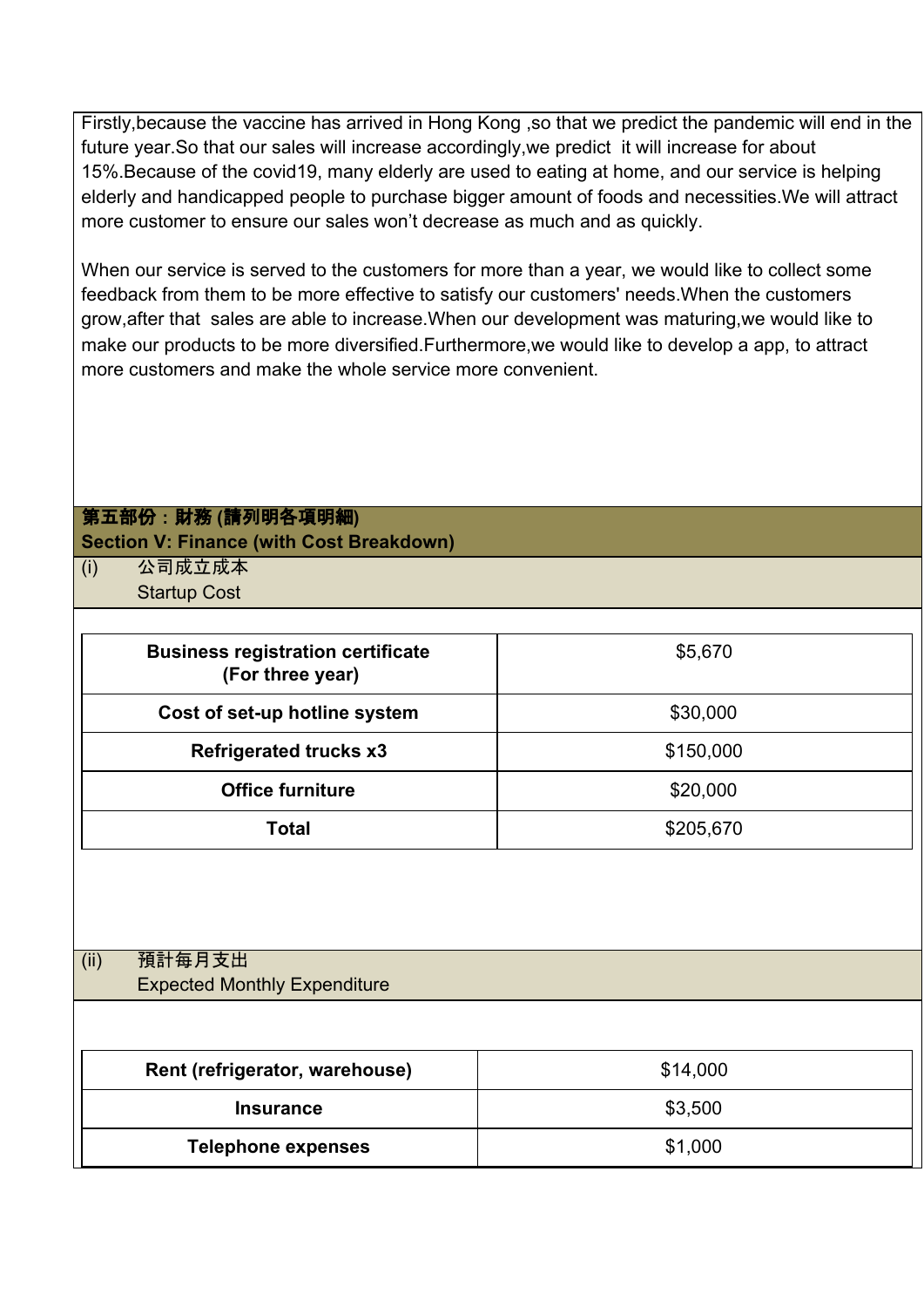Firstly,because the vaccine has arrived in Hong Kong ,so that we predict the pandemic will end in the future year.So that our sales will increase accordingly,we predict  it will increase for about 15%.Because of the covid19, many elderly are used to eating at home, and our service is helping elderly and handicapped people to purchase bigger amount of foods and necessities.We will attract more customer to ensure our sales won't decrease as much and as quickly.

When our service is served to the customers for more than a year, we would like to collect some feedback from them to be more effective to satisfy our customers' needs.When the customers grow,after that  sales are able to increase.When our development was maturing,we would like to make our products to be more diversified.Furthermore,we would like to develop a app, to attract more customers and make the whole service more convenient.

## 第五部份：財務 (請列明各項明細)
## Section V: Finance (with Cost Breakdown)

(i) 公司成立成本
Startup Cost

| Item | Cost |
|---|---|
| **Business registration certificate (For three year)** | $5,670 |
| **Cost of set-up hotline system** | $30,000 |
| **Refrigerated trucks x3** | $150,000 |
| **Office furniture** | $20,000 |
| **Total** | $205,670 |

(ii) 預計每月支出
Expected Monthly Expenditure

| Item | Cost |
|---|---|
| **Rent (refrigerator, warehouse)** | $14,000 |
| **Insurance** | $3,500 |
| **Telephone expenses** | $1,000 |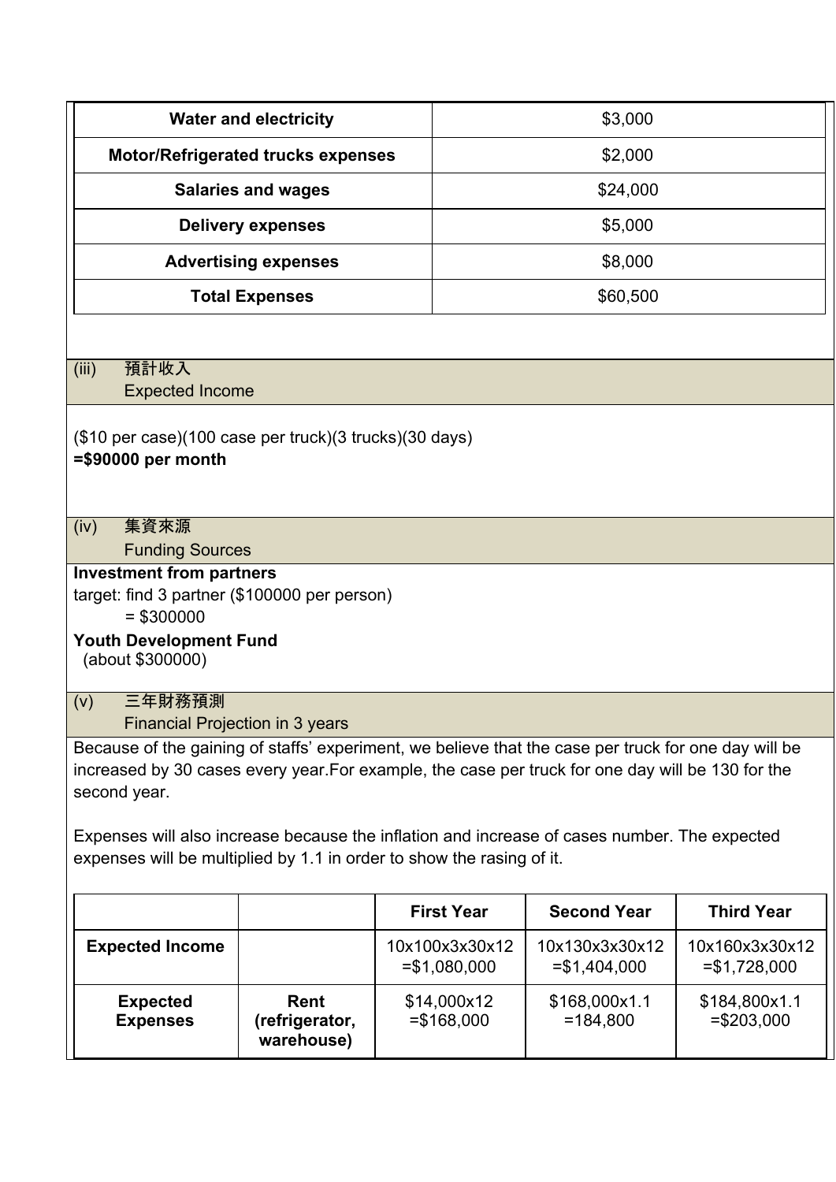| Water and electricity | $3,000 |
|---|---|
| Motor/Refrigerated trucks expenses | $2,000 |
| Salaries and wages | $24,000 |
| Delivery expenses | $5,000 |
| Advertising expenses | $8,000 |
| Total Expenses | $60,500 |

### (iii) 預計收入 Expected Income

($10 per case)(100 case per truck)(3 trucks)(30 days)
**=$90000 per month**

### (iv) 集資來源 Funding Sources

**Investment from partners**
target: find 3 partner ($100000 per person)
= $300000

**Youth Development Fund**
(about $300000)

### (v) 三年財務預測 Financial Projection in 3 years

Because of the gaining of staffs' experiment, we believe that the case per truck for one day will be increased by 30 cases every year.For example, the case per truck for one day will be 130 for the second year.

Expenses will also increase because the inflation and increase of cases number. The expected expenses will be multiplied by 1.1 in order to show the rasing of it.

| | | First Year | Second Year | Third Year |
|---|---|---|---|---|
| **Expected Income** | | 10x100x3x30x12 =$1,080,000 | 10x130x3x30x12 =$1,404,000 | 10x160x3x30x12 =$1,728,000 |
| **Expected Expenses** | **Rent (refrigerator, warehouse)** | $14,000x12 =$168,000 | $168,000x1.1 =184,800 | $184,800x1.1 =$203,000 |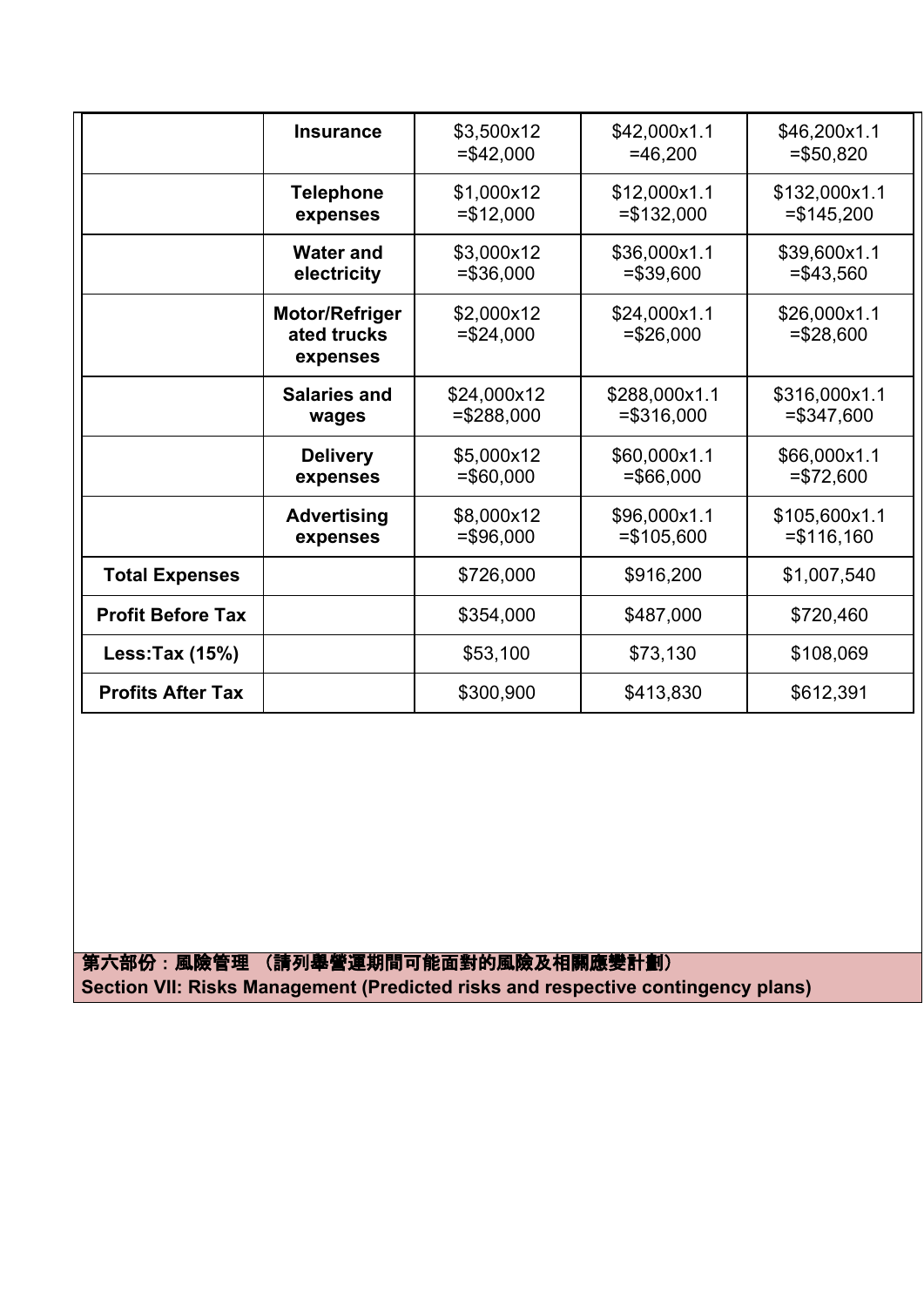| | | | | |
|---|---|---|---|---|
| | **Insurance** | \$3,500x12 =\$42,000 | \$42,000x1.1 =46,200 | \$46,200x1.1 =\$50,820 |
| | **Telephone expenses** | \$1,000x12 =\$12,000 | \$12,000x1.1 =\$132,000 | \$132,000x1.1 =\$145,200 |
| | **Water and electricity** | \$3,000x12 =\$36,000 | \$36,000x1.1 =\$39,600 | \$39,600x1.1 =\$43,560 |
| | **Motor/Refrigerated trucks expenses** | \$2,000x12 =\$24,000 | \$24,000x1.1 =\$26,000 | \$26,000x1.1 =\$28,600 |
| | **Salaries and wages** | \$24,000x12 =\$288,000 | \$288,000x1.1 =\$316,000 | \$316,000x1.1 =\$347,600 |
| | **Delivery expenses** | \$5,000x12 =\$60,000 | \$60,000x1.1 =\$66,000 | \$66,000x1.1 =\$72,600 |
| | **Advertising expenses** | \$8,000x12 =\$96,000 | \$96,000x1.1 =\$105,600 | \$105,600x1.1 =\$116,160 |
| **Total Expenses** | | \$726,000 | \$916,200 | \$1,007,540 |
| **Profit Before Tax** | | \$354,000 | \$487,000 | \$720,460 |
| **Less:Tax (15%)** | | \$53,100 | \$73,130 | \$108,069 |
| **Profits After Tax** | | \$300,900 | \$413,830 | \$612,391 |

**第六部份：風險管理 （請列舉營運期間可能面對的風險及相關應變計劃）**
**Section VII: Risks Management (Predicted risks and respective contingency plans)**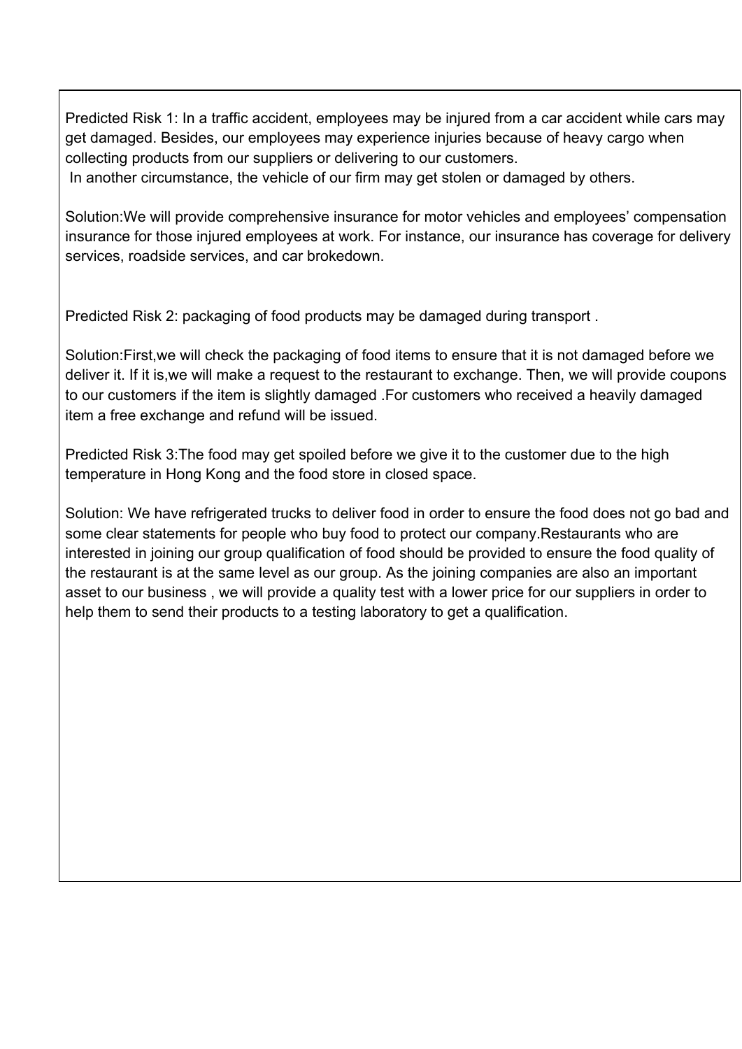Predicted Risk 1: In a traffic accident, employees may be injured from a car accident while cars may get damaged. Besides, our employees may experience injuries because of heavy cargo when collecting products from our suppliers or delivering to our customers.
In another circumstance, the vehicle of our firm may get stolen or damaged by others.

Solution:We will provide comprehensive insurance for motor vehicles and employees' compensation insurance for those injured employees at work. For instance, our insurance has coverage for delivery services, roadside services, and car brokedown.

Predicted Risk 2: packaging of food products may be damaged during transport .

Solution:First,we will check the packaging of food items to ensure that it is not damaged before we deliver it. If it is,we will make a request to the restaurant to exchange. Then, we will provide coupons to our customers if the item is slightly damaged .For customers who received a heavily damaged item a free exchange and refund will be issued.

Predicted Risk 3:The food may get spoiled before we give it to the customer due to the high temperature in Hong Kong and the food store in closed space.

Solution: We have refrigerated trucks to deliver food in order to ensure the food does not go bad and some clear statements for people who buy food to protect our company.Restaurants who are interested in joining our group qualification of food should be provided to ensure the food quality of the restaurant is at the same level as our group. As the joining companies are also an important asset to our business , we will provide a quality test with a lower price for our suppliers in order to help them to send their products to a testing laboratory to get a qualification.